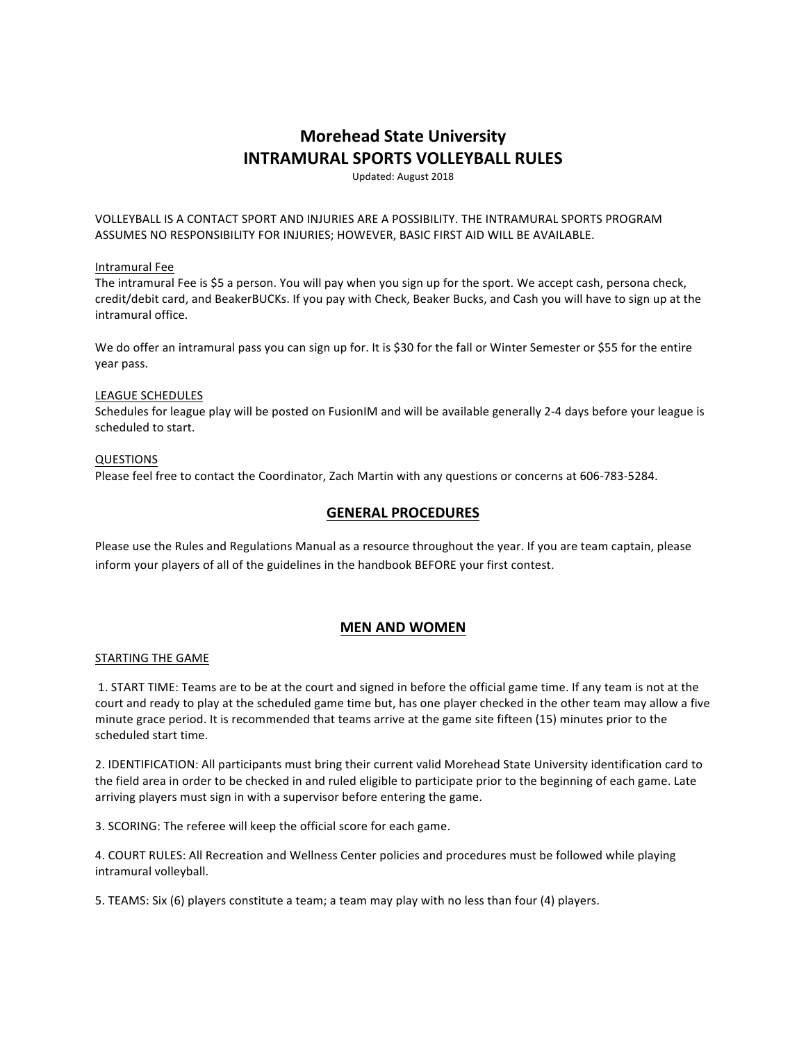# Morehead State University
# INTRAMURAL SPORTS VOLLEYBALL RULES

Updated: August 2018

VOLLEYBALL IS A CONTACT SPORT AND INJURIES ARE A POSSIBILITY. THE INTRAMURAL SPORTS PROGRAM ASSUMES NO RESPONSIBILITY FOR INJURIES; HOWEVER, BASIC FIRST AID WILL BE AVAILABLE.

Intramural Fee

The intramural Fee is $5 a person. You will pay when you sign up for the sport. We accept cash, persona check, credit/debit card, and BeakerBUCKs. If you pay with Check, Beaker Bucks, and Cash you will have to sign up at the intramural office.

We do offer an intramural pass you can sign up for. It is $30 for the fall or Winter Semester or $55 for the entire year pass.

LEAGUE SCHEDULES

Schedules for league play will be posted on FusionIM and will be available generally 2-4 days before your league is scheduled to start.

QUESTIONS

Please feel free to contact the Coordinator, Zach Martin with any questions or concerns at 606-783-5284.

## GENERAL PROCEDURES

Please use the Rules and Regulations Manual as a resource throughout the year. If you are team captain, please inform your players of all of the guidelines in the handbook BEFORE your first contest.

## MEN AND WOMEN

STARTING THE GAME

1. START TIME: Teams are to be at the court and signed in before the official game time. If any team is not at the court and ready to play at the scheduled game time but, has one player checked in the other team may allow a five minute grace period. It is recommended that teams arrive at the game site fifteen (15) minutes prior to the scheduled start time.

2. IDENTIFICATION: All participants must bring their current valid Morehead State University identification card to the field area in order to be checked in and ruled eligible to participate prior to the beginning of each game. Late arriving players must sign in with a supervisor before entering the game.

3. SCORING: The referee will keep the official score for each game.

4. COURT RULES: All Recreation and Wellness Center policies and procedures must be followed while playing intramural volleyball.

5. TEAMS: Six (6) players constitute a team; a team may play with no less than four (4) players.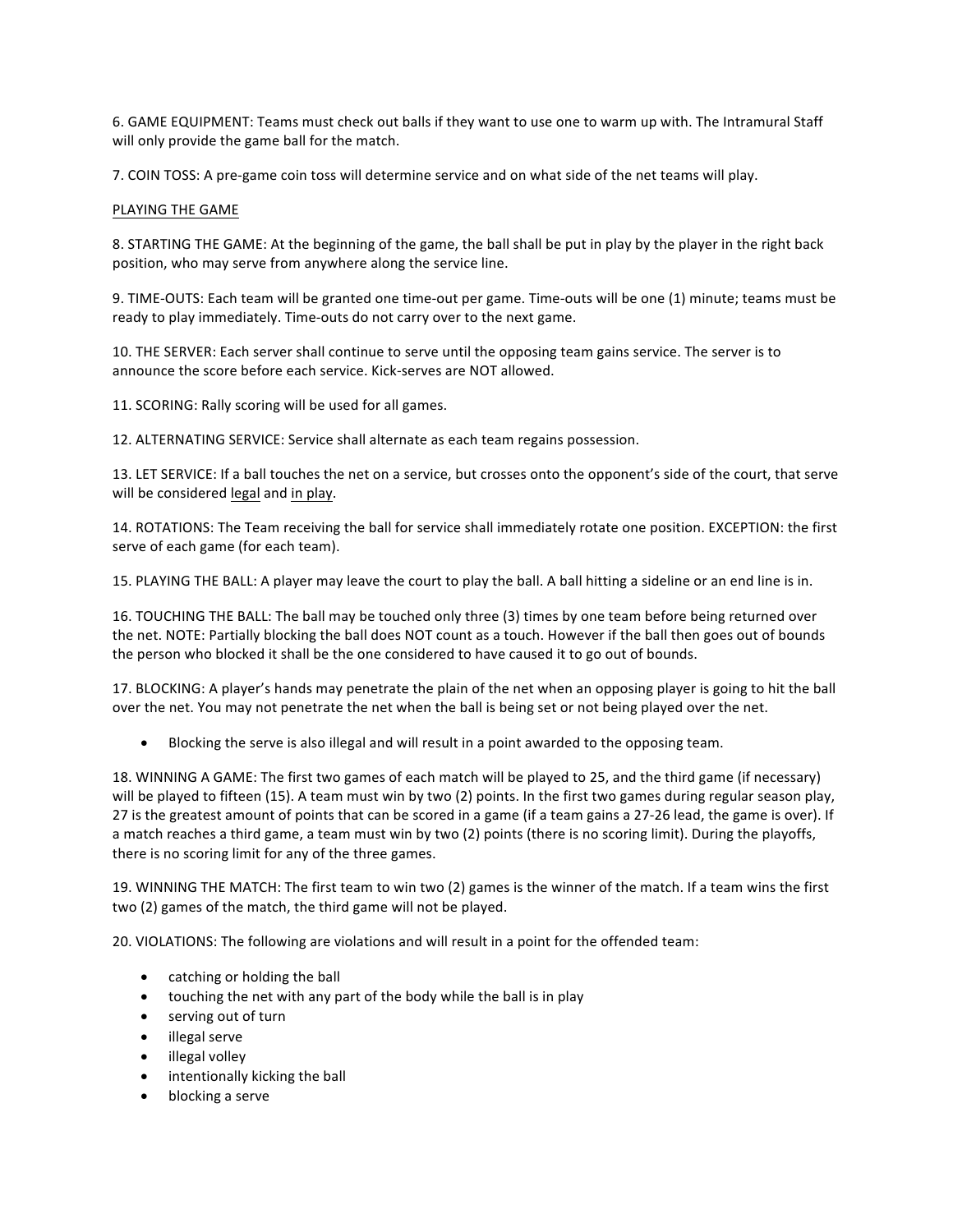6. GAME EQUIPMENT: Teams must check out balls if they want to use one to warm up with. The Intramural Staff will only provide the game ball for the match.

7. COIN TOSS: A pre-game coin toss will determine service and on what side of the net teams will play.

<u>PLAYING THE GAME</u>

8. STARTING THE GAME: At the beginning of the game, the ball shall be put in play by the player in the right back position, who may serve from anywhere along the service line.

9. TIME-OUTS: Each team will be granted one time-out per game. Time-outs will be one (1) minute; teams must be ready to play immediately. Time-outs do not carry over to the next game.

10. THE SERVER: Each server shall continue to serve until the opposing team gains service. The server is to announce the score before each service. Kick-serves are NOT allowed.

11. SCORING: Rally scoring will be used for all games.

12. ALTERNATING SERVICE: Service shall alternate as each team regains possession.

13. LET SERVICE: If a ball touches the net on a service, but crosses onto the opponent's side of the court, that serve will be considered <u>legal</u> and <u>in play</u>.

14. ROTATIONS: The Team receiving the ball for service shall immediately rotate one position. EXCEPTION: the first serve of each game (for each team).

15. PLAYING THE BALL: A player may leave the court to play the ball. A ball hitting a sideline or an end line is in.

16. TOUCHING THE BALL: The ball may be touched only three (3) times by one team before being returned over the net. NOTE: Partially blocking the ball does NOT count as a touch. However if the ball then goes out of bounds the person who blocked it shall be the one considered to have caused it to go out of bounds.

17. BLOCKING: A player's hands may penetrate the plain of the net when an opposing player is going to hit the ball over the net. You may not penetrate the net when the ball is being set or not being played over the net.

- Blocking the serve is also illegal and will result in a point awarded to the opposing team.

18. WINNING A GAME: The first two games of each match will be played to 25, and the third game (if necessary) will be played to fifteen (15). A team must win by two (2) points. In the first two games during regular season play, 27 is the greatest amount of points that can be scored in a game (if a team gains a 27-26 lead, the game is over). If a match reaches a third game, a team must win by two (2) points (there is no scoring limit). During the playoffs, there is no scoring limit for any of the three games.

19. WINNING THE MATCH: The first team to win two (2) games is the winner of the match. If a team wins the first two (2) games of the match, the third game will not be played.

20. VIOLATIONS: The following are violations and will result in a point for the offended team:

- catching or holding the ball
- touching the net with any part of the body while the ball is in play
- serving out of turn
- illegal serve
- illegal volley
- intentionally kicking the ball
- blocking a serve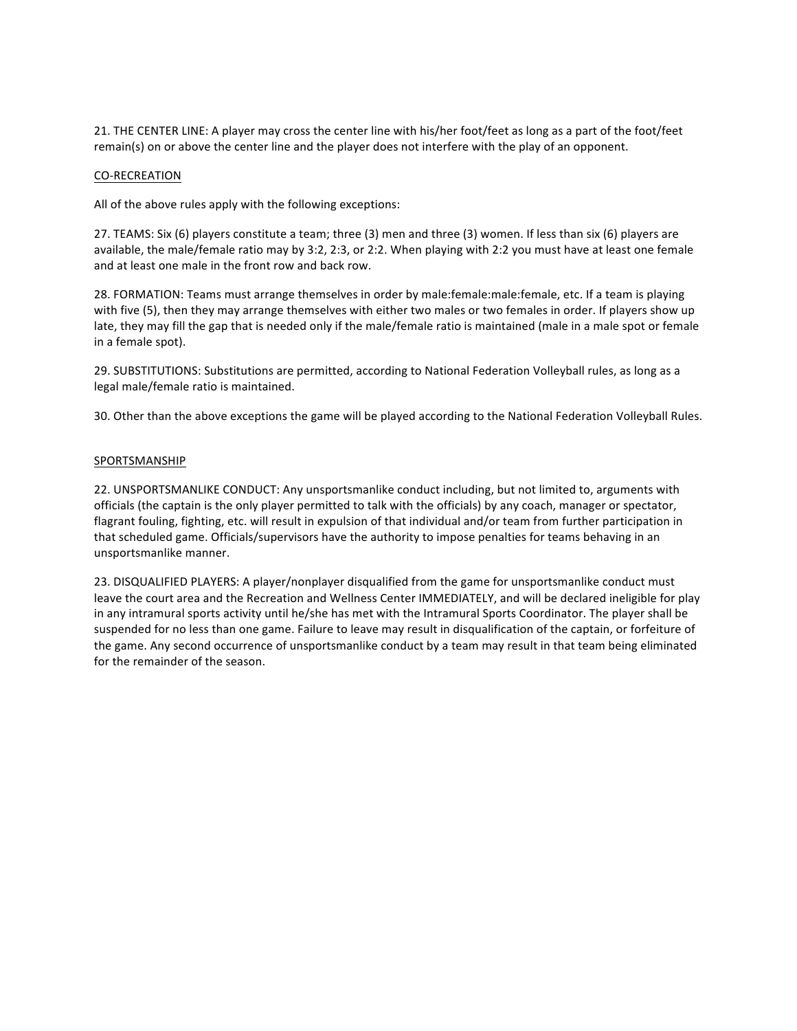21. THE CENTER LINE: A player may cross the center line with his/her foot/feet as long as a part of the foot/feet remain(s) on or above the center line and the player does not interfere with the play of an opponent.

<u>CO-RECREATION</u>

All of the above rules apply with the following exceptions:

27. TEAMS: Six (6) players constitute a team; three (3) men and three (3) women. If less than six (6) players are available, the male/female ratio may by 3:2, 2:3, or 2:2. When playing with 2:2 you must have at least one female and at least one male in the front row and back row.

28. FORMATION: Teams must arrange themselves in order by male:female:male:female, etc. If a team is playing with five (5), then they may arrange themselves with either two males or two females in order. If players show up late, they may fill the gap that is needed only if the male/female ratio is maintained (male in a male spot or female in a female spot).

29. SUBSTITUTIONS: Substitutions are permitted, according to National Federation Volleyball rules, as long as a legal male/female ratio is maintained.

30. Other than the above exceptions the game will be played according to the National Federation Volleyball Rules.

<u>SPORTSMANSHIP</u>

22. UNSPORTSMANLIKE CONDUCT: Any unsportsmanlike conduct including, but not limited to, arguments with officials (the captain is the only player permitted to talk with the officials) by any coach, manager or spectator, flagrant fouling, fighting, etc. will result in expulsion of that individual and/or team from further participation in that scheduled game. Officials/supervisors have the authority to impose penalties for teams behaving in an unsportsmanlike manner.

23. DISQUALIFIED PLAYERS: A player/nonplayer disqualified from the game for unsportsmanlike conduct must leave the court area and the Recreation and Wellness Center IMMEDIATELY, and will be declared ineligible for play in any intramural sports activity until he/she has met with the Intramural Sports Coordinator. The player shall be suspended for no less than one game. Failure to leave may result in disqualification of the captain, or forfeiture of the game. Any second occurrence of unsportsmanlike conduct by a team may result in that team being eliminated for the remainder of the season.